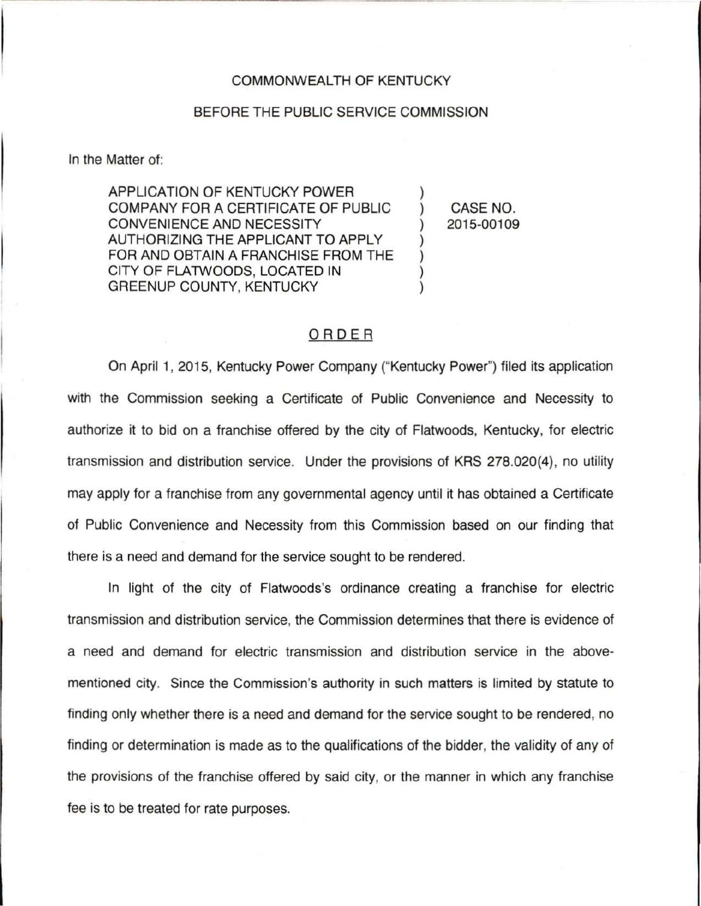COMMONWEALTH OF KENTUCKY

BEFORE THE PUBLIC SERVICE COMMISSION

In the Matter of:

| | | |
|---|---|---|
| APPLICATION OF KENTUCKY POWER COMPANY FOR A CERTIFICATE OF PUBLIC CONVENIENCE AND NECESSITY AUTHORIZING THE APPLICANT TO APPLY FOR AND OBTAIN A FRANCHISE FROM THE CITY OF FLATWOODS, LOCATED IN GREENUP COUNTY, KENTUCKY | ) ) ) ) ) ) ) | CASE NO. 2015-00109 |

## ORDER

On April 1, 2015, Kentucky Power Company ("Kentucky Power") filed its application with the Commission seeking a Certificate of Public Convenience and Necessity to authorize it to bid on a franchise offered by the city of Flatwoods, Kentucky, for electric transmission and distribution service. Under the provisions of KRS 278.020(4), no utility may apply for a franchise from any governmental agency until it has obtained a Certificate of Public Convenience and Necessity from this Commission based on our finding that there is a need and demand for the service sought to be rendered.

In light of the city of Flatwoods's ordinance creating a franchise for electric transmission and distribution service, the Commission determines that there is evidence of a need and demand for electric transmission and distribution service in the above-mentioned city. Since the Commission's authority in such matters is limited by statute to finding only whether there is a need and demand for the service sought to be rendered, no finding or determination is made as to the qualifications of the bidder, the validity of any of the provisions of the franchise offered by said city, or the manner in which any franchise fee is to be treated for rate purposes.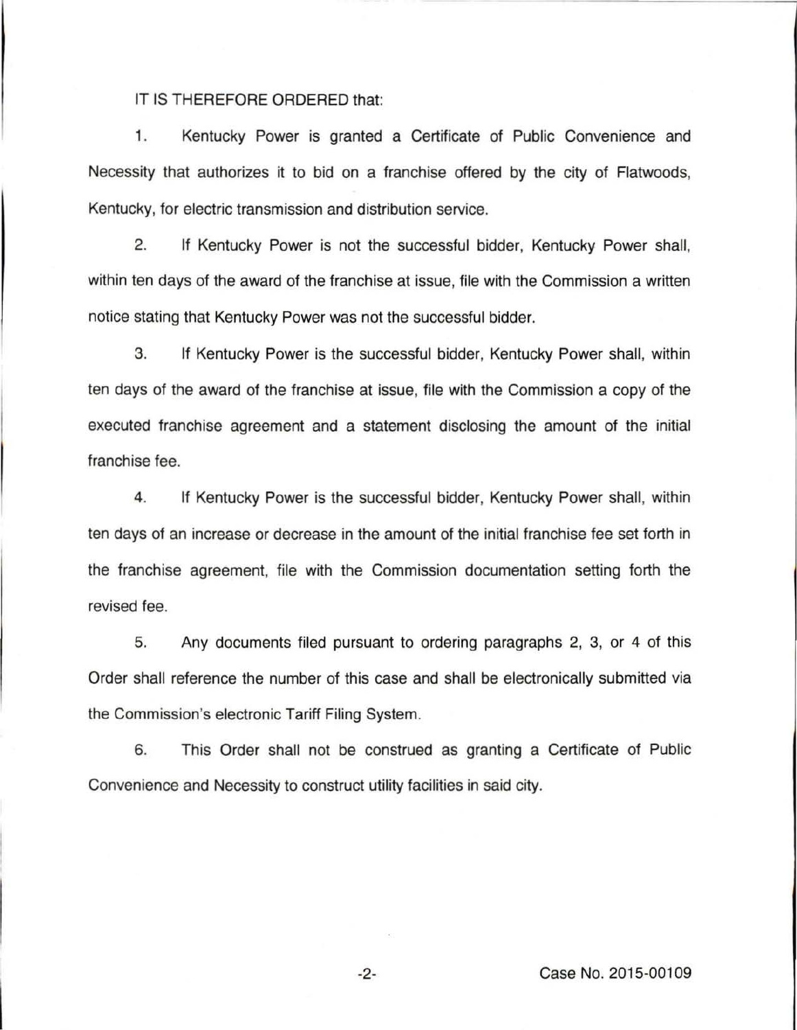IT IS THEREFORE ORDERED that:

1. Kentucky Power is granted a Certificate of Public Convenience and Necessity that authorizes it to bid on a franchise offered by the city of Flatwoods, Kentucky, for electric transmission and distribution service.

2. If Kentucky Power is not the successful bidder, Kentucky Power shall, within ten days of the award of the franchise at issue, file with the Commission a written notice stating that Kentucky Power was not the successful bidder.

3. If Kentucky Power is the successful bidder, Kentucky Power shall, within ten days of the award of the franchise at issue, file with the Commission a copy of the executed franchise agreement and a statement disclosing the amount of the initial franchise fee.

4. If Kentucky Power is the successful bidder, Kentucky Power shall, within ten days of an increase or decrease in the amount of the initial franchise fee set forth in the franchise agreement, file with the Commission documentation setting forth the revised fee.

5. Any documents filed pursuant to ordering paragraphs 2, 3, or 4 of this Order shall reference the number of this case and shall be electronically submitted via the Commission's electronic Tariff Filing System.

6. This Order shall not be construed as granting a Certificate of Public Convenience and Necessity to construct utility facilities in said city.

Case No. 2015-00109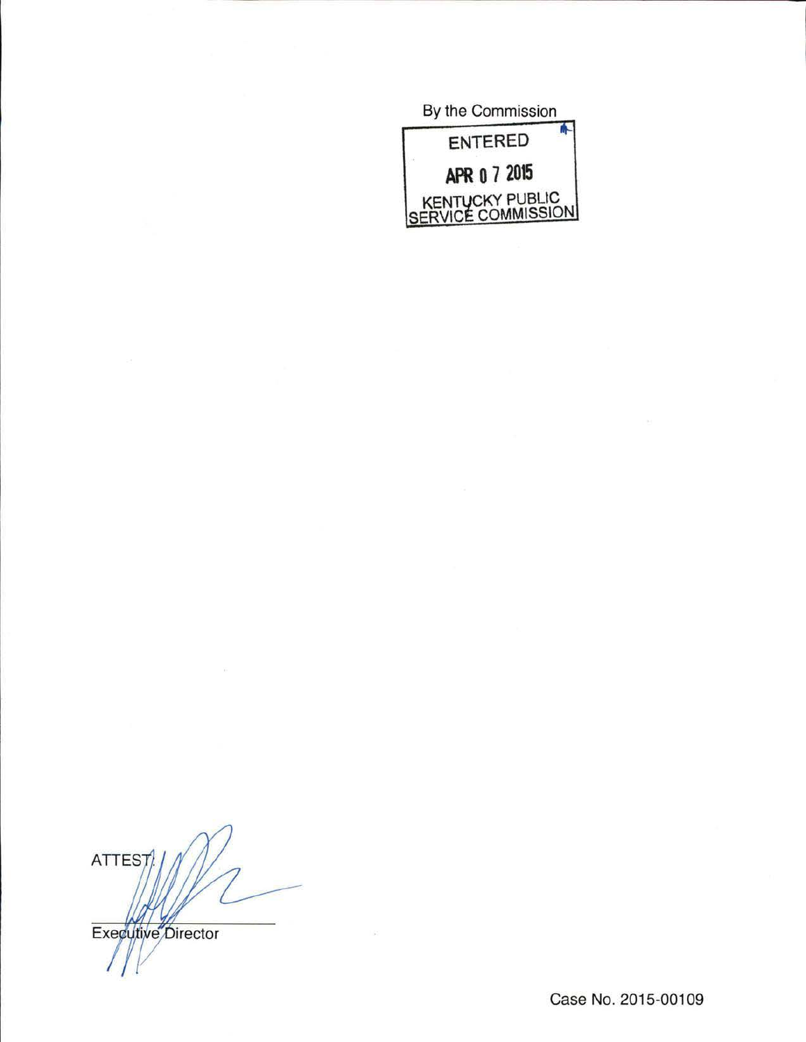By the Commission

ENTERED

APR 0 7 2015

KENTUCKY PUBLIC SERVICE COMMISSION

ATTEST:

Executive Director

Case No. 2015-00109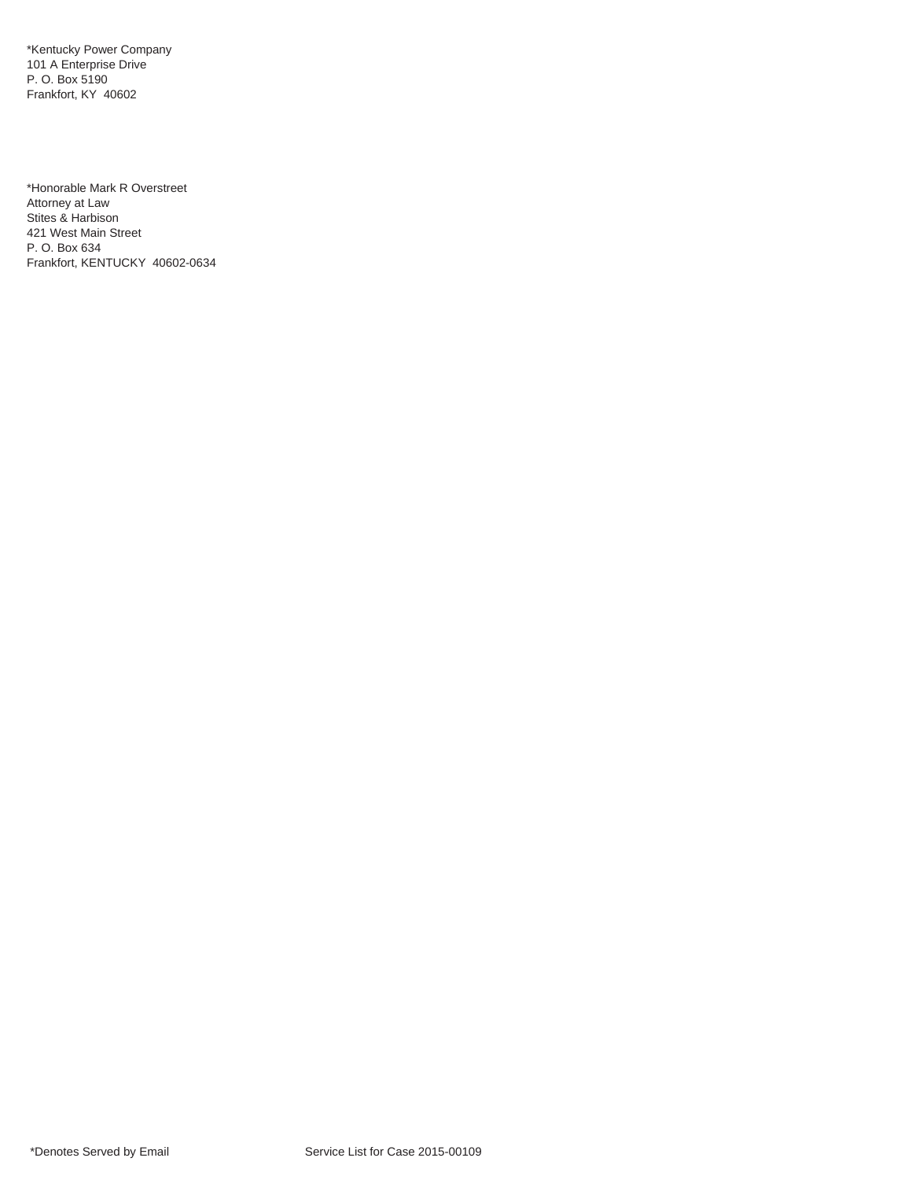*Kentucky Power Company
101 A Enterprise Drive
P. O. Box 5190
Frankfort, KY 40602

*Honorable Mark R Overstreet
Attorney at Law
Stites & Harbison
421 West Main Street
P. O. Box 634
Frankfort, KENTUCKY 40602-0634

*Denotes Served by Email

Service List for Case 2015-00109